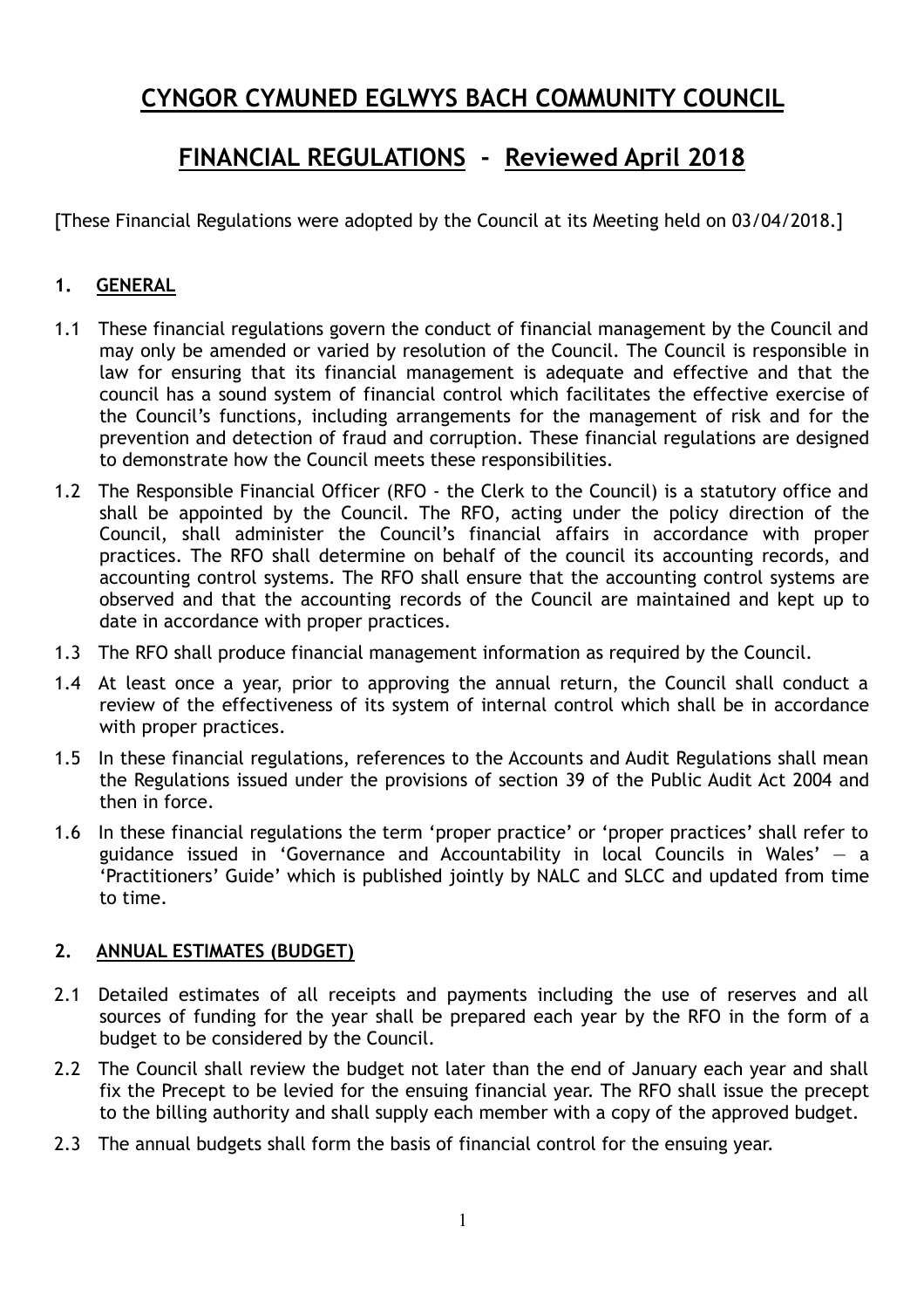# CYNGOR CYMUNED EGLWYS BACH COMMUNITY COUNCIL

## FINANCIAL REGULATIONS - Reviewed April 2018

[These Financial Regulations were adopted by the Council at its Meeting held on 03/04/2018.]

### 1. GENERAL

1.1 These financial regulations govern the conduct of financial management by the Council and may only be amended or varied by resolution of the Council. The Council is responsible in law for ensuring that its financial management is adequate and effective and that the council has a sound system of financial control which facilitates the effective exercise of the Council's functions, including arrangements for the management of risk and for the prevention and detection of fraud and corruption. These financial regulations are designed to demonstrate how the Council meets these responsibilities.

1.2 The Responsible Financial Officer (RFO - the Clerk to the Council) is a statutory office and shall be appointed by the Council. The RFO, acting under the policy direction of the Council, shall administer the Council's financial affairs in accordance with proper practices. The RFO shall determine on behalf of the council its accounting records, and accounting control systems. The RFO shall ensure that the accounting control systems are observed and that the accounting records of the Council are maintained and kept up to date in accordance with proper practices.

1.3 The RFO shall produce financial management information as required by the Council.

1.4 At least once a year, prior to approving the annual return, the Council shall conduct a review of the effectiveness of its system of internal control which shall be in accordance with proper practices.

1.5 In these financial regulations, references to the Accounts and Audit Regulations shall mean the Regulations issued under the provisions of section 39 of the Public Audit Act 2004 and then in force.

1.6 In these financial regulations the term 'proper practice' or 'proper practices' shall refer to guidance issued in 'Governance and Accountability in local Councils in Wales' – a 'Practitioners' Guide' which is published jointly by NALC and SLCC and updated from time to time.

### 2. ANNUAL ESTIMATES (BUDGET)

2.1 Detailed estimates of all receipts and payments including the use of reserves and all sources of funding for the year shall be prepared each year by the RFO in the form of a budget to be considered by the Council.

2.2 The Council shall review the budget not later than the end of January each year and shall fix the Precept to be levied for the ensuing financial year. The RFO shall issue the precept to the billing authority and shall supply each member with a copy of the approved budget.

2.3 The annual budgets shall form the basis of financial control for the ensuing year.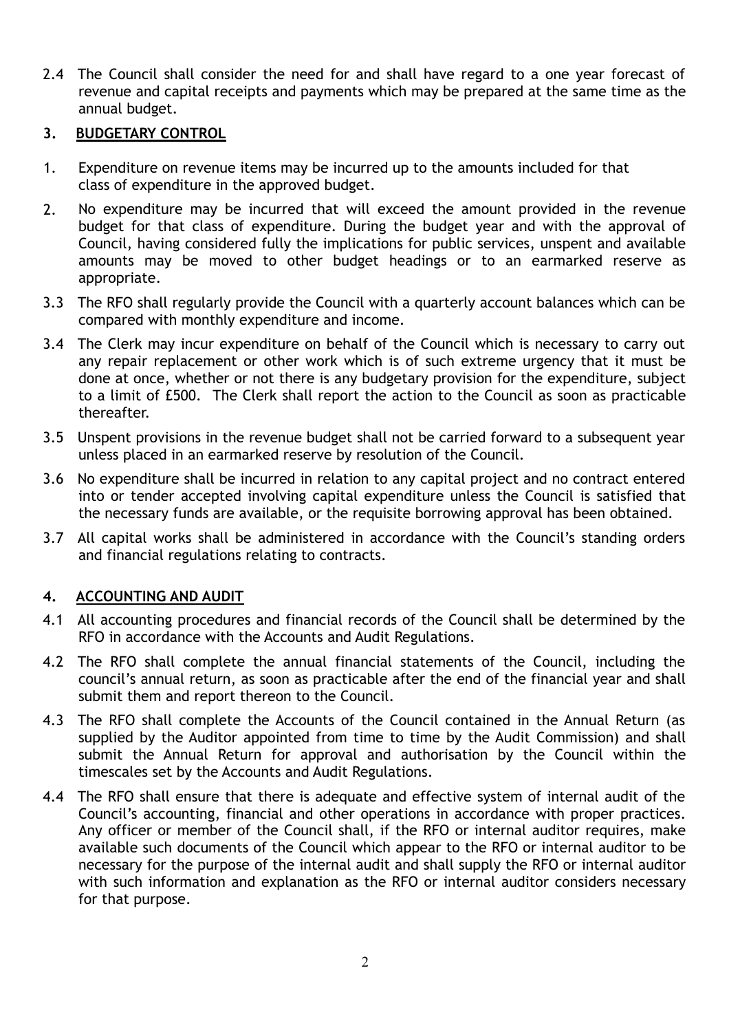2.4 The Council shall consider the need for and shall have regard to a one year forecast of revenue and capital receipts and payments which may be prepared at the same time as the annual budget.

## 3. BUDGETARY CONTROL

1. Expenditure on revenue items may be incurred up to the amounts included for that class of expenditure in the approved budget.

2. No expenditure may be incurred that will exceed the amount provided in the revenue budget for that class of expenditure. During the budget year and with the approval of Council, having considered fully the implications for public services, unspent and available amounts may be moved to other budget headings or to an earmarked reserve as appropriate.

3.3 The RFO shall regularly provide the Council with a quarterly account balances which can be compared with monthly expenditure and income.

3.4 The Clerk may incur expenditure on behalf of the Council which is necessary to carry out any repair replacement or other work which is of such extreme urgency that it must be done at once, whether or not there is any budgetary provision for the expenditure, subject to a limit of £500. The Clerk shall report the action to the Council as soon as practicable thereafter.

3.5 Unspent provisions in the revenue budget shall not be carried forward to a subsequent year unless placed in an earmarked reserve by resolution of the Council.

3.6 No expenditure shall be incurred in relation to any capital project and no contract entered into or tender accepted involving capital expenditure unless the Council is satisfied that the necessary funds are available, or the requisite borrowing approval has been obtained.

3.7 All capital works shall be administered in accordance with the Council's standing orders and financial regulations relating to contracts.

## 4. ACCOUNTING AND AUDIT

4.1 All accounting procedures and financial records of the Council shall be determined by the RFO in accordance with the Accounts and Audit Regulations.

4.2 The RFO shall complete the annual financial statements of the Council, including the council's annual return, as soon as practicable after the end of the financial year and shall submit them and report thereon to the Council.

4.3 The RFO shall complete the Accounts of the Council contained in the Annual Return (as supplied by the Auditor appointed from time to time by the Audit Commission) and shall submit the Annual Return for approval and authorisation by the Council within the timescales set by the Accounts and Audit Regulations.

4.4 The RFO shall ensure that there is adequate and effective system of internal audit of the Council's accounting, financial and other operations in accordance with proper practices. Any officer or member of the Council shall, if the RFO or internal auditor requires, make available such documents of the Council which appear to the RFO or internal auditor to be necessary for the purpose of the internal audit and shall supply the RFO or internal auditor with such information and explanation as the RFO or internal auditor considers necessary for that purpose.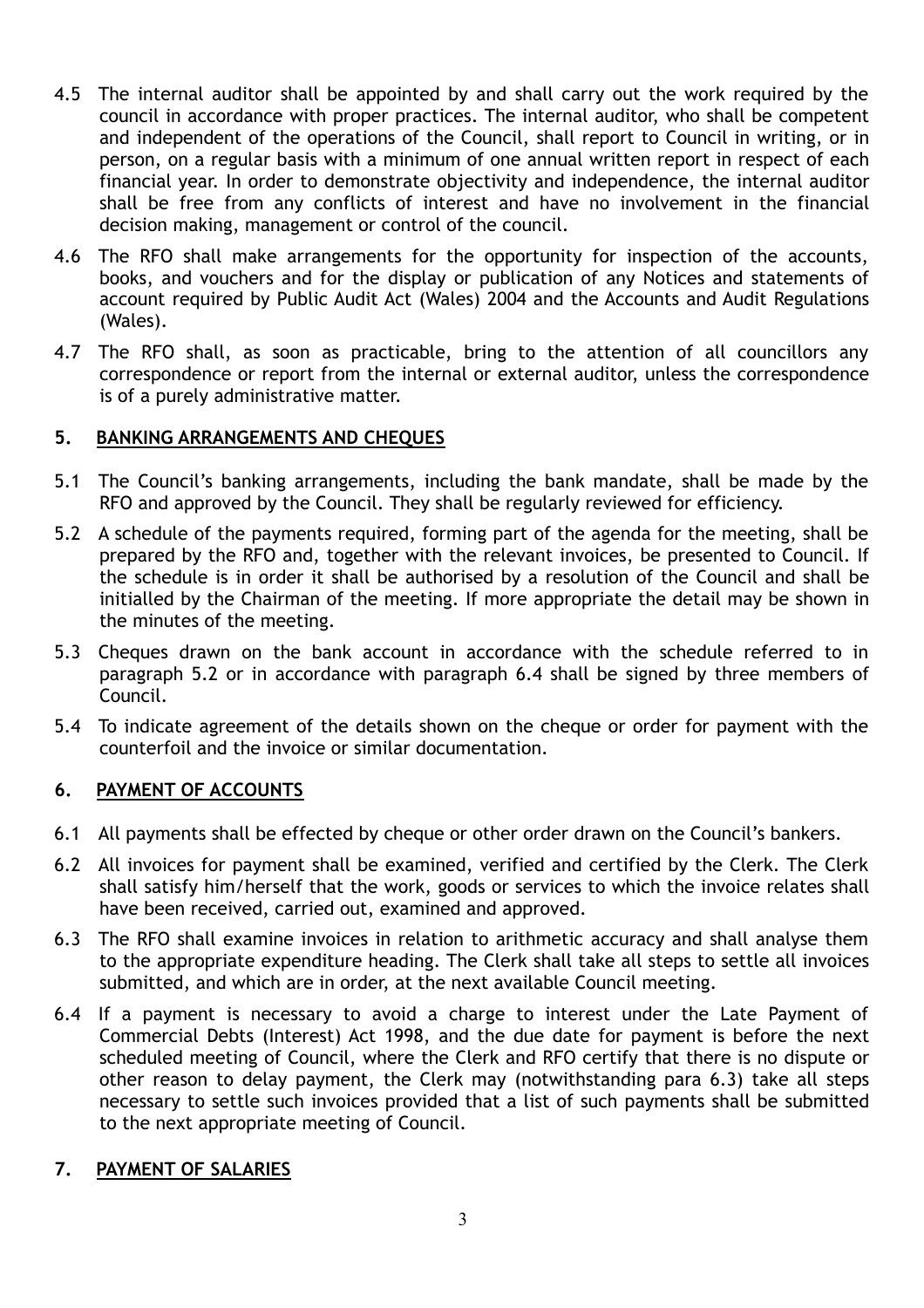4.5 The internal auditor shall be appointed by and shall carry out the work required by the council in accordance with proper practices. The internal auditor, who shall be competent and independent of the operations of the Council, shall report to Council in writing, or in person, on a regular basis with a minimum of one annual written report in respect of each financial year. In order to demonstrate objectivity and independence, the internal auditor shall be free from any conflicts of interest and have no involvement in the financial decision making, management or control of the council.

4.6 The RFO shall make arrangements for the opportunity for inspection of the accounts, books, and vouchers and for the display or publication of any Notices and statements of account required by Public Audit Act (Wales) 2004 and the Accounts and Audit Regulations (Wales).

4.7 The RFO shall, as soon as practicable, bring to the attention of all councillors any correspondence or report from the internal or external auditor, unless the correspondence is of a purely administrative matter.

## 5. BANKING ARRANGEMENTS AND CHEQUES

5.1 The Council's banking arrangements, including the bank mandate, shall be made by the RFO and approved by the Council. They shall be regularly reviewed for efficiency.

5.2 A schedule of the payments required, forming part of the agenda for the meeting, shall be prepared by the RFO and, together with the relevant invoices, be presented to Council. If the schedule is in order it shall be authorised by a resolution of the Council and shall be initialled by the Chairman of the meeting. If more appropriate the detail may be shown in the minutes of the meeting.

5.3 Cheques drawn on the bank account in accordance with the schedule referred to in paragraph 5.2 or in accordance with paragraph 6.4 shall be signed by three members of Council.

5.4 To indicate agreement of the details shown on the cheque or order for payment with the counterfoil and the invoice or similar documentation.

## 6. PAYMENT OF ACCOUNTS

6.1 All payments shall be effected by cheque or other order drawn on the Council's bankers.

6.2 All invoices for payment shall be examined, verified and certified by the Clerk. The Clerk shall satisfy him/herself that the work, goods or services to which the invoice relates shall have been received, carried out, examined and approved.

6.3 The RFO shall examine invoices in relation to arithmetic accuracy and shall analyse them to the appropriate expenditure heading. The Clerk shall take all steps to settle all invoices submitted, and which are in order, at the next available Council meeting.

6.4 If a payment is necessary to avoid a charge to interest under the Late Payment of Commercial Debts (Interest) Act 1998, and the due date for payment is before the next scheduled meeting of Council, where the Clerk and RFO certify that there is no dispute or other reason to delay payment, the Clerk may (notwithstanding para 6.3) take all steps necessary to settle such invoices provided that a list of such payments shall be submitted to the next appropriate meeting of Council.

## 7. PAYMENT OF SALARIES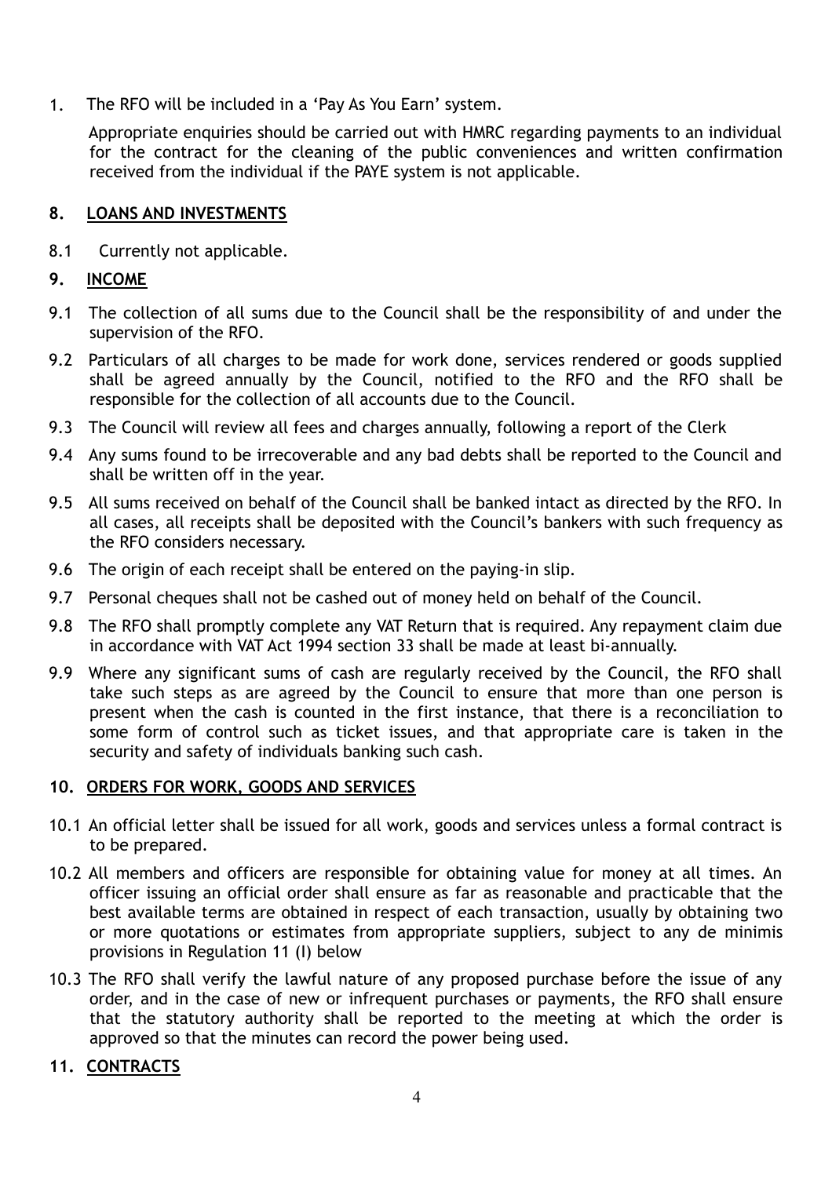1. The RFO will be included in a 'Pay As You Earn' system.

   Appropriate enquiries should be carried out with HMRC regarding payments to an individual for the contract for the cleaning of the public conveniences and written confirmation received from the individual if the PAYE system is not applicable.

## 8. LOANS AND INVESTMENTS

8.1 Currently not applicable.

## 9. INCOME

9.1 The collection of all sums due to the Council shall be the responsibility of and under the supervision of the RFO.

9.2 Particulars of all charges to be made for work done, services rendered or goods supplied shall be agreed annually by the Council, notified to the RFO and the RFO shall be responsible for the collection of all accounts due to the Council.

9.3 The Council will review all fees and charges annually, following a report of the Clerk

9.4 Any sums found to be irrecoverable and any bad debts shall be reported to the Council and shall be written off in the year.

9.5 All sums received on behalf of the Council shall be banked intact as directed by the RFO. In all cases, all receipts shall be deposited with the Council's bankers with such frequency as the RFO considers necessary.

9.6 The origin of each receipt shall be entered on the paying-in slip.

9.7 Personal cheques shall not be cashed out of money held on behalf of the Council.

9.8 The RFO shall promptly complete any VAT Return that is required. Any repayment claim due in accordance with VAT Act 1994 section 33 shall be made at least bi-annually.

9.9 Where any significant sums of cash are regularly received by the Council, the RFO shall take such steps as are agreed by the Council to ensure that more than one person is present when the cash is counted in the first instance, that there is a reconciliation to some form of control such as ticket issues, and that appropriate care is taken in the security and safety of individuals banking such cash.

## 10. ORDERS FOR WORK, GOODS AND SERVICES

10.1 An official letter shall be issued for all work, goods and services unless a formal contract is to be prepared.

10.2 All members and officers are responsible for obtaining value for money at all times. An officer issuing an official order shall ensure as far as reasonable and practicable that the best available terms are obtained in respect of each transaction, usually by obtaining two or more quotations or estimates from appropriate suppliers, subject to any de minimis provisions in Regulation 11 (I) below

10.3 The RFO shall verify the lawful nature of any proposed purchase before the issue of any order, and in the case of new or infrequent purchases or payments, the RFO shall ensure that the statutory authority shall be reported to the meeting at which the order is approved so that the minutes can record the power being used.

## 11. CONTRACTS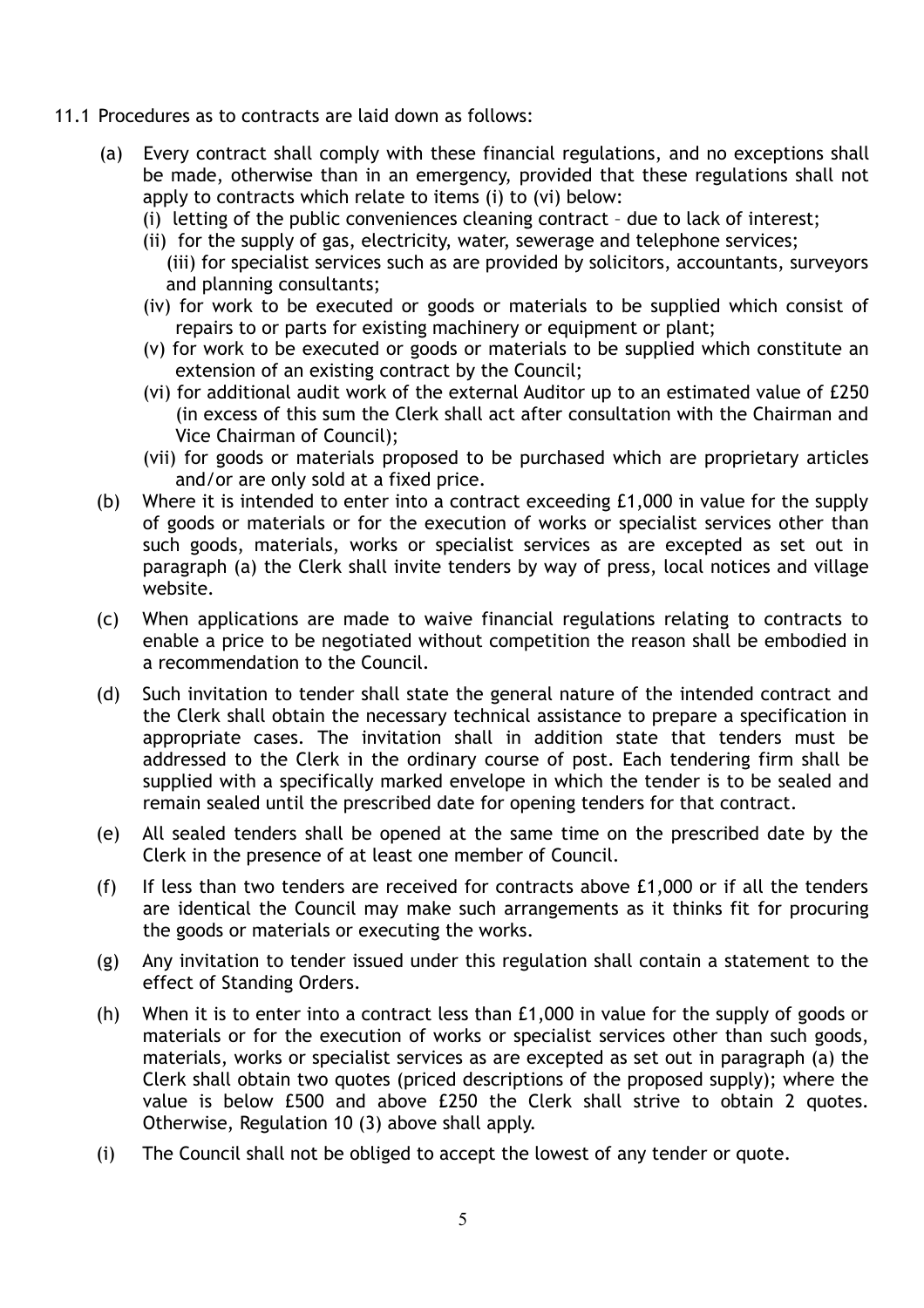11.1 Procedures as to contracts are laid down as follows:

(a) Every contract shall comply with these financial regulations, and no exceptions shall be made, otherwise than in an emergency, provided that these regulations shall not apply to contracts which relate to items (i) to (vi) below:
   (i) letting of the public conveniences cleaning contract – due to lack of interest;
   (ii) for the supply of gas, electricity, water, sewerage and telephone services;
   (iii) for specialist services such as are provided by solicitors, accountants, surveyors and planning consultants;
   (iv) for work to be executed or goods or materials to be supplied which consist of repairs to or parts for existing machinery or equipment or plant;
   (v) for work to be executed or goods or materials to be supplied which constitute an extension of an existing contract by the Council;
   (vi) for additional audit work of the external Auditor up to an estimated value of £250 (in excess of this sum the Clerk shall act after consultation with the Chairman and Vice Chairman of Council);
   (vii) for goods or materials proposed to be purchased which are proprietary articles and/or are only sold at a fixed price.

(b) Where it is intended to enter into a contract exceeding £1,000 in value for the supply of goods or materials or for the execution of works or specialist services other than such goods, materials, works or specialist services as are excepted as set out in paragraph (a) the Clerk shall invite tenders by way of press, local notices and village website.

(c) When applications are made to waive financial regulations relating to contracts to enable a price to be negotiated without competition the reason shall be embodied in a recommendation to the Council.

(d) Such invitation to tender shall state the general nature of the intended contract and the Clerk shall obtain the necessary technical assistance to prepare a specification in appropriate cases. The invitation shall in addition state that tenders must be addressed to the Clerk in the ordinary course of post. Each tendering firm shall be supplied with a specifically marked envelope in which the tender is to be sealed and remain sealed until the prescribed date for opening tenders for that contract.

(e) All sealed tenders shall be opened at the same time on the prescribed date by the Clerk in the presence of at least one member of Council.

(f) If less than two tenders are received for contracts above £1,000 or if all the tenders are identical the Council may make such arrangements as it thinks fit for procuring the goods or materials or executing the works.

(g) Any invitation to tender issued under this regulation shall contain a statement to the effect of Standing Orders.

(h) When it is to enter into a contract less than £1,000 in value for the supply of goods or materials or for the execution of works or specialist services other than such goods, materials, works or specialist services as are excepted as set out in paragraph (a) the Clerk shall obtain two quotes (priced descriptions of the proposed supply); where the value is below £500 and above £250 the Clerk shall strive to obtain 2 quotes. Otherwise, Regulation 10 (3) above shall apply.

(i) The Council shall not be obliged to accept the lowest of any tender or quote.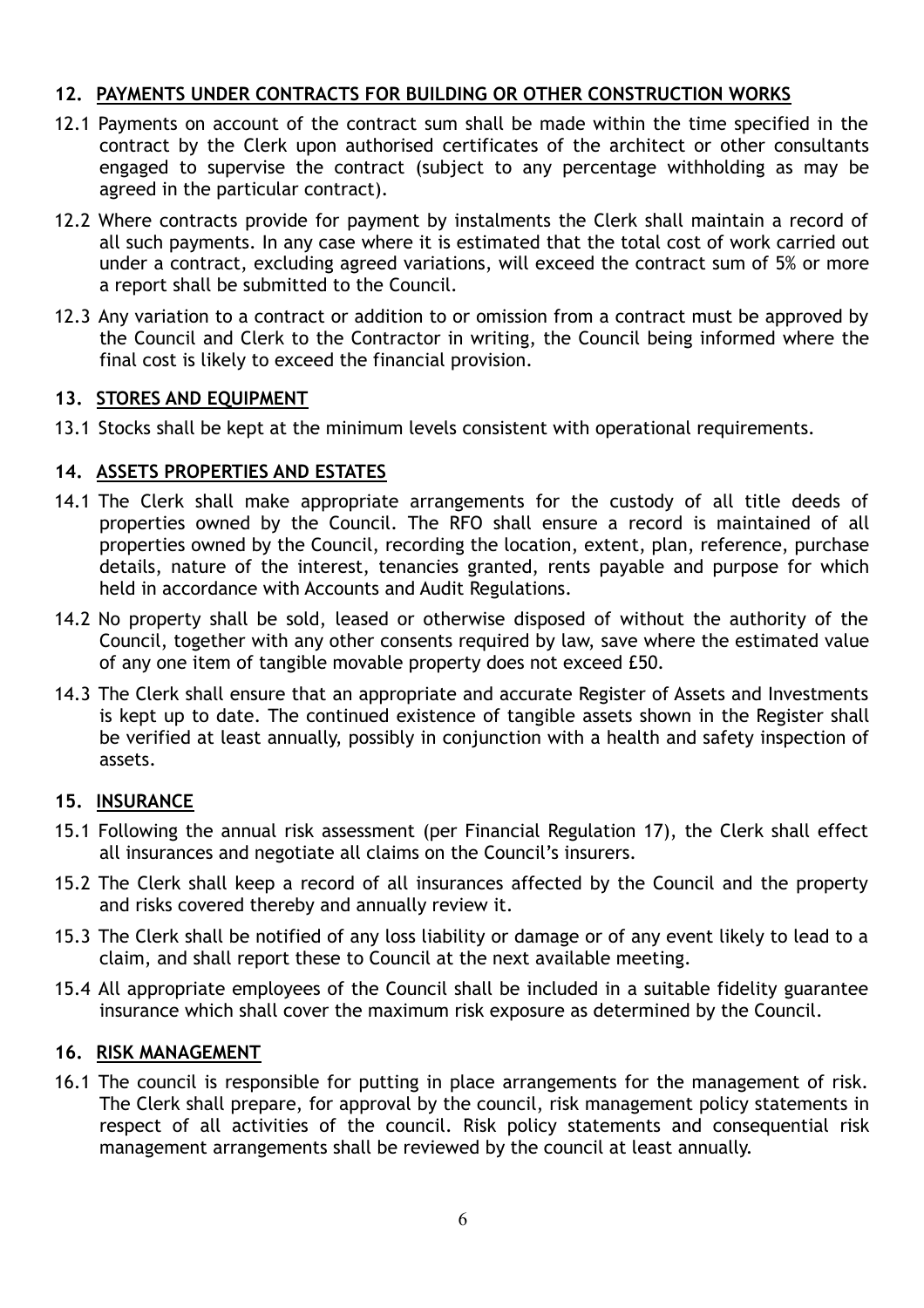## 12. PAYMENTS UNDER CONTRACTS FOR BUILDING OR OTHER CONSTRUCTION WORKS

12.1 Payments on account of the contract sum shall be made within the time specified in the contract by the Clerk upon authorised certificates of the architect or other consultants engaged to supervise the contract (subject to any percentage withholding as may be agreed in the particular contract).

12.2 Where contracts provide for payment by instalments the Clerk shall maintain a record of all such payments. In any case where it is estimated that the total cost of work carried out under a contract, excluding agreed variations, will exceed the contract sum of 5% or more a report shall be submitted to the Council.

12.3 Any variation to a contract or addition to or omission from a contract must be approved by the Council and Clerk to the Contractor in writing, the Council being informed where the final cost is likely to exceed the financial provision.

## 13. STORES AND EQUIPMENT

13.1 Stocks shall be kept at the minimum levels consistent with operational requirements.

## 14. ASSETS PROPERTIES AND ESTATES

14.1 The Clerk shall make appropriate arrangements for the custody of all title deeds of properties owned by the Council. The RFO shall ensure a record is maintained of all properties owned by the Council, recording the location, extent, plan, reference, purchase details, nature of the interest, tenancies granted, rents payable and purpose for which held in accordance with Accounts and Audit Regulations.

14.2 No property shall be sold, leased or otherwise disposed of without the authority of the Council, together with any other consents required by law, save where the estimated value of any one item of tangible movable property does not exceed £50.

14.3 The Clerk shall ensure that an appropriate and accurate Register of Assets and Investments is kept up to date. The continued existence of tangible assets shown in the Register shall be verified at least annually, possibly in conjunction with a health and safety inspection of assets.

## 15. INSURANCE

15.1 Following the annual risk assessment (per Financial Regulation 17), the Clerk shall effect all insurances and negotiate all claims on the Council's insurers.

15.2 The Clerk shall keep a record of all insurances affected by the Council and the property and risks covered thereby and annually review it.

15.3 The Clerk shall be notified of any loss liability or damage or of any event likely to lead to a claim, and shall report these to Council at the next available meeting.

15.4 All appropriate employees of the Council shall be included in a suitable fidelity guarantee insurance which shall cover the maximum risk exposure as determined by the Council.

## 16. RISK MANAGEMENT

16.1 The council is responsible for putting in place arrangements for the management of risk. The Clerk shall prepare, for approval by the council, risk management policy statements in respect of all activities of the council. Risk policy statements and consequential risk management arrangements shall be reviewed by the council at least annually.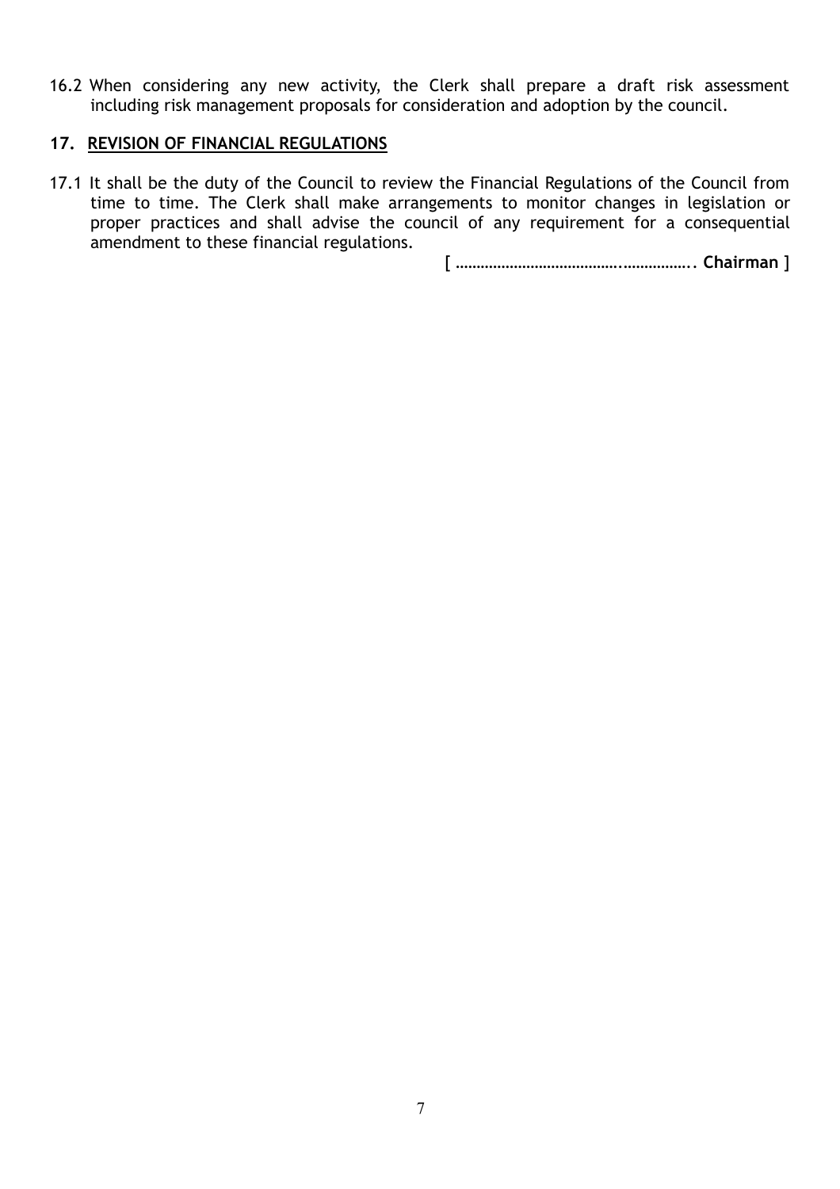16.2 When considering any new activity, the Clerk shall prepare a draft risk assessment including risk management proposals for consideration and adoption by the council.

## 17. REVISION OF FINANCIAL REGULATIONS

17.1 It shall be the duty of the Council to review the Financial Regulations of the Council from time to time. The Clerk shall make arrangements to monitor changes in legislation or proper practices and shall advise the council of any requirement for a consequential amendment to these financial regulations.

[ …………………………………..…………….. **Chairman** ]